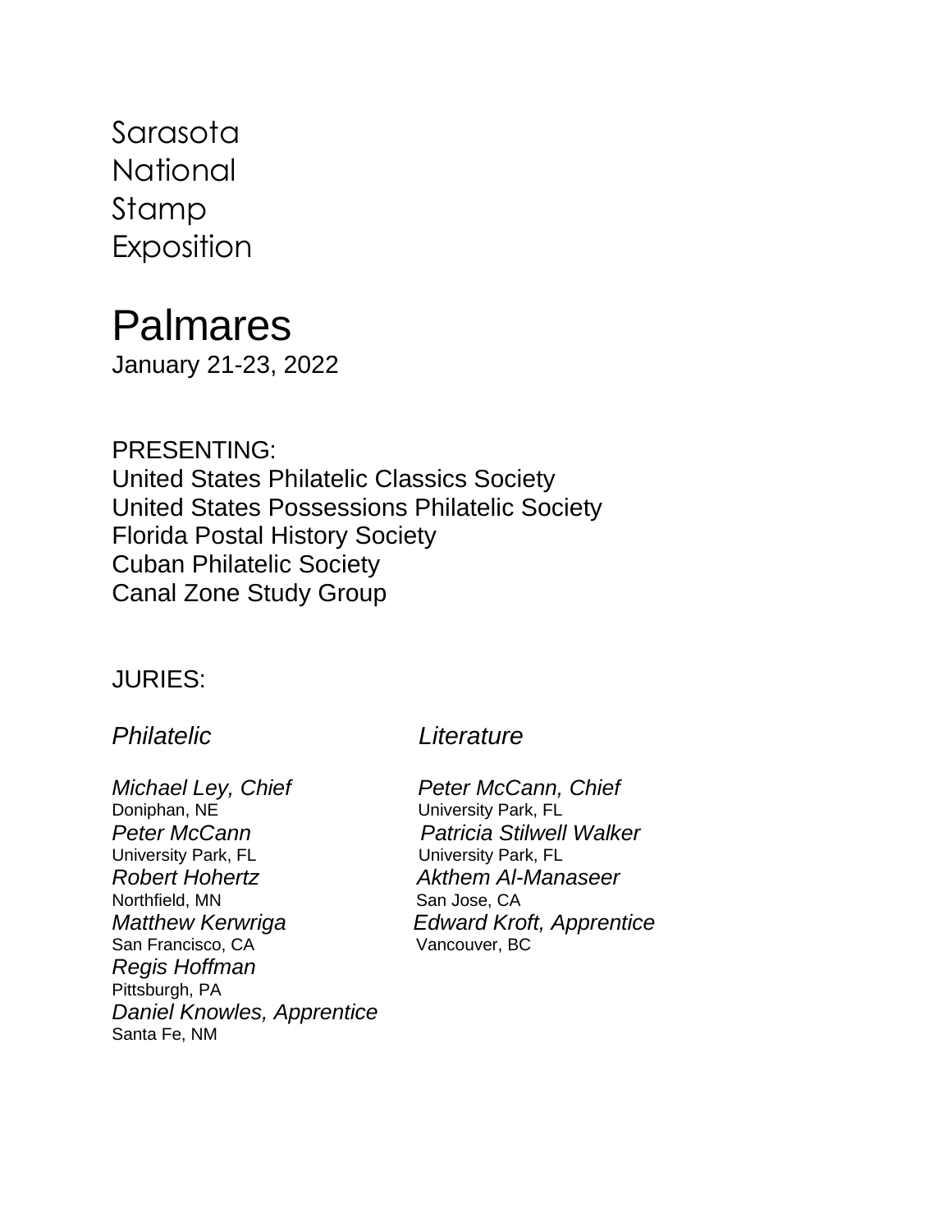# Sarasota National Stamp Exposition

## Palmares

January 21-23, 2022

PRESENTING:
United States Philatelic Classics Society
United States Possessions Philatelic Society
Florida Postal History Society
Cuban Philatelic Society
Canal Zone Study Group

JURIES:

### *Philatelic*

*Michael Ley, Chief*
Doniphan, NE

*Peter McCann*
University Park, FL

*Robert Hohertz*
Northfield, MN

*Matthew Kerwriga*
San Francisco, CA

*Regis Hoffman*
Pittsburgh, PA

*Daniel Knowles, Apprentice*
Santa Fe, NM

### *Literature*

*Peter McCann, Chief*
University Park, FL

*Patricia Stilwell Walker*
University Park, FL

*Akthem Al-Manaseer*
San Jose, CA

*Edward Kroft, Apprentice*
Vancouver, BC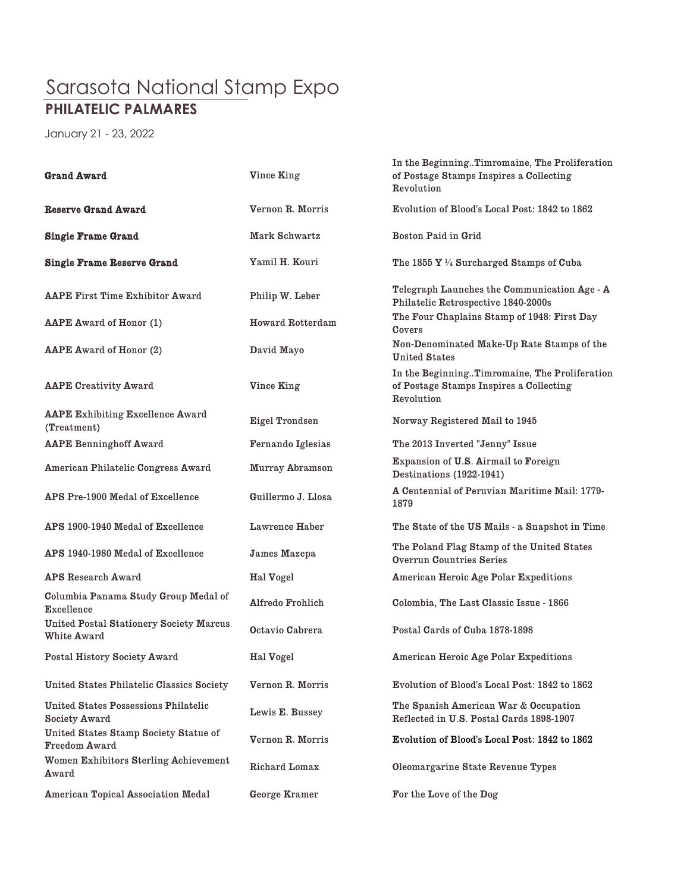# Sarasota National Stamp Expo

## PHILATELIC PALMARES

January 21 - 23, 2022

| | | |
|---|---|---|
| **Grand Award** | Vince King | In the Beginning..Timromaine, The Proliferation of Postage Stamps Inspires a Collecting Revolution |
| **Reserve Grand Award** | Vernon R. Morris | Evolution of Blood's Local Post: 1842 to 1862 |
| **Single Frame Grand** | Mark Schwartz | Boston Paid in Grid |
| **Single Frame Reserve Grand** | Yamil H. Kouri | The 1855 Y ¼ Surcharged Stamps of Cuba |
| AAPE First Time Exhibitor Award | Philip W. Leber | Telegraph Launches the Communication Age - A Philatelic Retrospective 1840-2000s |
| AAPE Award of Honor (1) | Howard Rotterdam | The Four Chaplains Stamp of 1948: First Day Covers |
| AAPE Award of Honor (2) | David Mayo | Non-Denominated Make-Up Rate Stamps of the United States |
| AAPE Creativity Award | Vince King | In the Beginning..Timromaine, The Proliferation of Postage Stamps Inspires a Collecting Revolution |
| AAPE Exhibiting Excellence Award (Treatment) | Eigel Trondsen | Norway Registered Mail to 1945 |
| AAPE Benninghoff Award | Fernando Iglesias | The 2013 Inverted "Jenny" Issue |
| American Philatelic Congress Award | Murray Abramson | Expansion of U.S. Airmail to Foreign Destinations (1922-1941) |
| APS Pre-1900 Medal of Excellence | Guillermo J. Llosa | A Centennial of Peruvian Maritime Mail: 1779-1879 |
| APS 1900-1940 Medal of Excellence | Lawrence Haber | The State of the US Mails - a Snapshot in Time |
| APS 1940-1980 Medal of Excellence | James Mazepa | The Poland Flag Stamp of the United States Overrun Countries Series |
| APS Research Award | Hal Vogel | American Heroic Age Polar Expeditions |
| Columbia Panama Study Group Medal of Excellence | Alfredo Frohlich | Colombia, The Last Classic Issue - 1866 |
| United Postal Stationery Society Marcus White Award | Octavio Cabrera | Postal Cards of Cuba 1878-1898 |
| Postal History Society Award | Hal Vogel | American Heroic Age Polar Expeditions |
| United States Philatelic Classics Society | Vernon R. Morris | Evolution of Blood's Local Post: 1842 to 1862 |
| United States Possessions Philatelic Society Award | Lewis E. Bussey | The Spanish American War & Occupation Reflected in U.S. Postal Cards 1898-1907 |
| United States Stamp Society Statue of Freedom Award | Vernon R. Morris | Evolution of Blood's Local Post: 1842 to 1862 |
| Women Exhibitors Sterling Achievement Award | Richard Lomax | Oleomargarine State Revenue Types |
| American Topical Association Medal | George Kramer | For the Love of the Dog |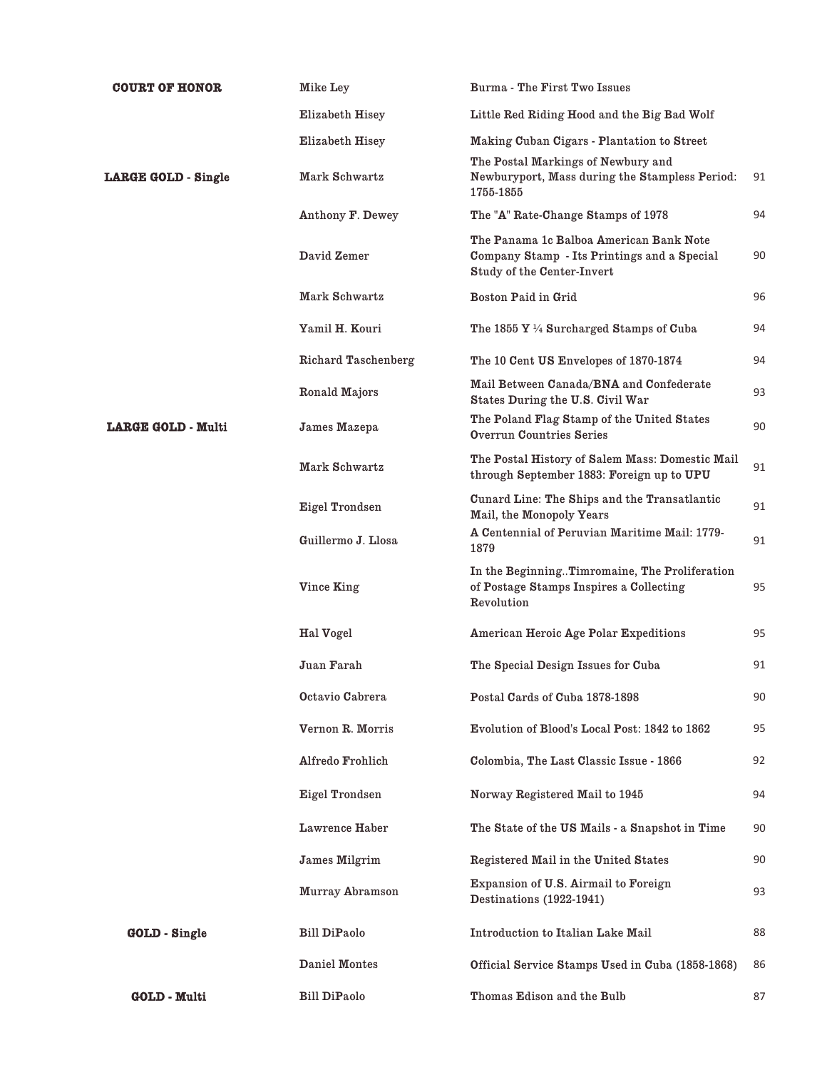| Award | Exhibitor | Exhibit Title | Score |
|---|---|---|---|
| **COURT OF HONOR** | Mike Ley | Burma - The First Two Issues | |
| | Elizabeth Hisey | Little Red Riding Hood and the Big Bad Wolf | |
| | Elizabeth Hisey | Making Cuban Cigars - Plantation to Street | |
| **LARGE GOLD - Single** | Mark Schwartz | The Postal Markings of Newbury and Newburyport, Mass during the Stampless Period: 1755-1855 | 91 |
| | Anthony F. Dewey | The "A" Rate-Change Stamps of 1978 | 94 |
| | David Zemer | The Panama 1c Balboa American Bank Note Company Stamp - Its Printings and a Special Study of the Center-Invert | 90 |
| | Mark Schwartz | Boston Paid in Grid | 96 |
| | Yamil H. Kouri | The 1855 Y ¼ Surcharged Stamps of Cuba | 94 |
| | Richard Taschenberg | The 10 Cent US Envelopes of 1870-1874 | 94 |
| | Ronald Majors | Mail Between Canada/BNA and Confederate States During the U.S. Civil War | 93 |
| **LARGE GOLD - Multi** | James Mazepa | The Poland Flag Stamp of the United States Overrun Countries Series | 90 |
| | Mark Schwartz | The Postal History of Salem Mass: Domestic Mail through September 1883: Foreign up to UPU | 91 |
| | Eigel Trondsen | Cunard Line: The Ships and the Transatlantic Mail, the Monopoly Years | 91 |
| | Guillermo J. Llosa | A Centennial of Peruvian Maritime Mail: 1779-1879 | 91 |
| | Vince King | In the Beginning..Timromaine, The Proliferation of Postage Stamps Inspires a Collecting Revolution | 95 |
| | Hal Vogel | American Heroic Age Polar Expeditions | 95 |
| | Juan Farah | The Special Design Issues for Cuba | 91 |
| | Octavio Cabrera | Postal Cards of Cuba 1878-1898 | 90 |
| | Vernon R. Morris | Evolution of Blood's Local Post: 1842 to 1862 | 95 |
| | Alfredo Frohlich | Colombia, The Last Classic Issue - 1866 | 92 |
| | Eigel Trondsen | Norway Registered Mail to 1945 | 94 |
| | Lawrence Haber | The State of the US Mails - a Snapshot in Time | 90 |
| | James Milgrim | Registered Mail in the United States | 90 |
| | Murray Abramson | Expansion of U.S. Airmail to Foreign Destinations (1922-1941) | 93 |
| **GOLD - Single** | Bill DiPaolo | Introduction to Italian Lake Mail | 88 |
| | Daniel Montes | Official Service Stamps Used in Cuba (1858-1868) | 86 |
| **GOLD - Multi** | Bill DiPaolo | Thomas Edison and the Bulb | 87 |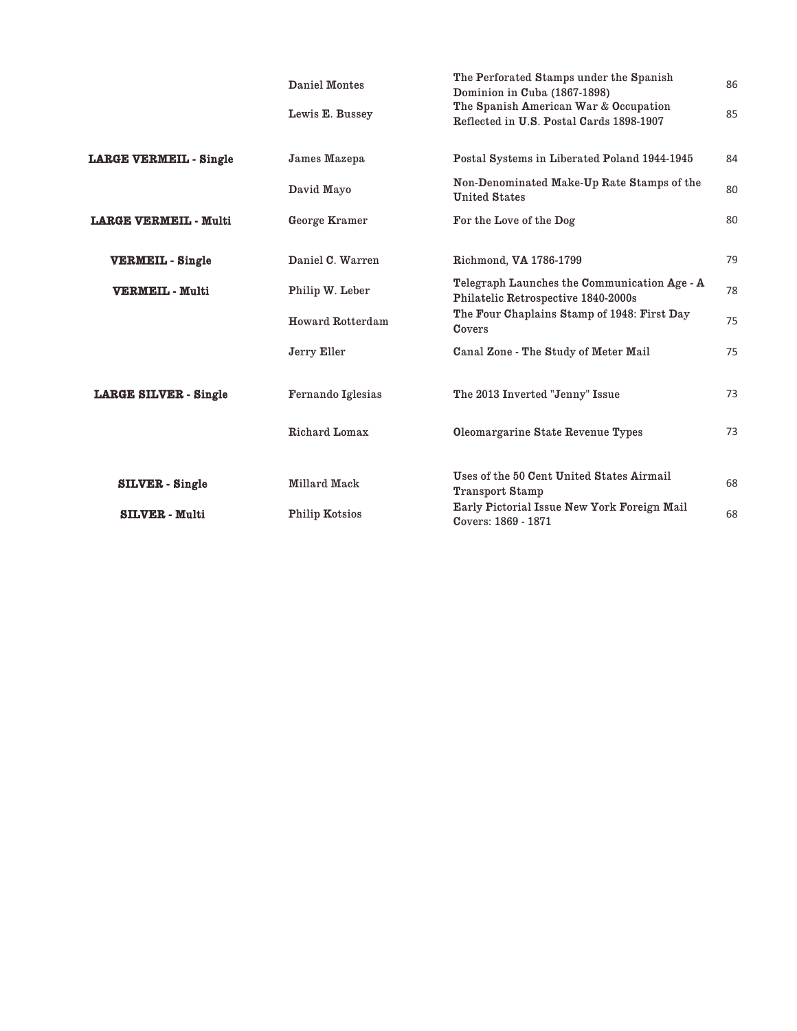| | | | |
|---|---|---|---|
| | Daniel Montes | The Perforated Stamps under the Spanish Dominion in Cuba (1867-1898) | 86 |
| | Lewis E. Bussey | The Spanish American War & Occupation Reflected in U.S. Postal Cards 1898-1907 | 85 |
| **LARGE VERMEIL - Single** | James Mazepa | Postal Systems in Liberated Poland 1944-1945 | 84 |
| | David Mayo | Non-Denominated Make-Up Rate Stamps of the United States | 80 |
| **LARGE VERMEIL - Multi** | George Kramer | For the Love of the Dog | 80 |
| **VERMEIL - Single** | Daniel C. Warren | Richmond, VA 1786-1799 | 79 |
| **VERMEIL - Multi** | Philip W. Leber | Telegraph Launches the Communication Age - A Philatelic Retrospective 1840-2000s | 78 |
| | Howard Rotterdam | The Four Chaplains Stamp of 1948: First Day Covers | 75 |
| | Jerry Eller | Canal Zone - The Study of Meter Mail | 75 |
| **LARGE SILVER - Single** | Fernando Iglesias | The 2013 Inverted "Jenny" Issue | 73 |
| | Richard Lomax | Oleomargarine State Revenue Types | 73 |
| **SILVER - Single** | Millard Mack | Uses of the 50 Cent United States Airmail Transport Stamp | 68 |
| **SILVER - Multi** | Philip Kotsios | Early Pictorial Issue New York Foreign Mail Covers: 1869 - 1871 | 68 |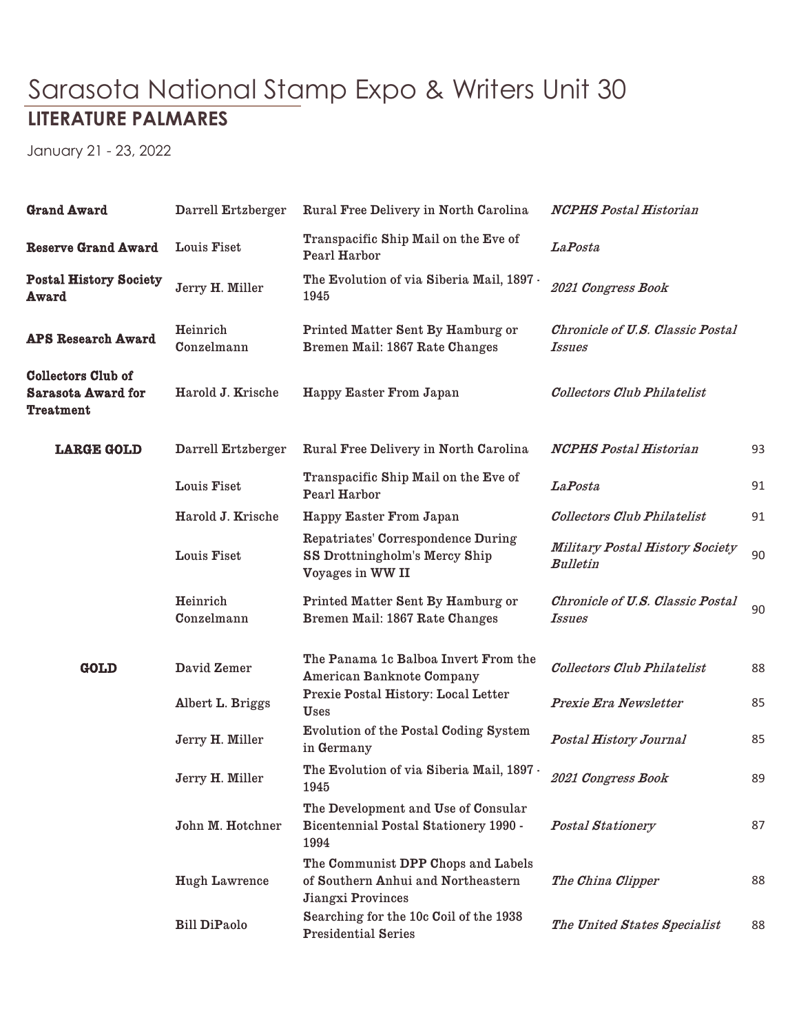# Sarasota National Stamp Expo & Writers Unit 30

## LITERATURE PALMARES

January 21 - 23, 2022

| | | | | |
|---|---|---|---|---|
| **Grand Award** | Darrell Ertzberger | Rural Free Delivery in North Carolina | *NCPHS Postal Historian* | |
| **Reserve Grand Award** | Louis Fiset | Transpacific Ship Mail on the Eve of Pearl Harbor | *LaPosta* | |
| **Postal History Society Award** | Jerry H. Miller | The Evolution of via Siberia Mail, 1897 - 1945 | *2021 Congress Book* | |
| **APS Research Award** | Heinrich Conzelmann | Printed Matter Sent By Hamburg or Bremen Mail: 1867 Rate Changes | *Chronicle of U.S. Classic Postal Issues* | |
| **Collectors Club of Sarasota Award for Treatment** | Harold J. Krische | Happy Easter From Japan | *Collectors Club Philatelist* | |
| **LARGE GOLD** | Darrell Ertzberger | Rural Free Delivery in North Carolina | *NCPHS Postal Historian* | 93 |
| | Louis Fiset | Transpacific Ship Mail on the Eve of Pearl Harbor | *LaPosta* | 91 |
| | Harold J. Krische | Happy Easter From Japan | *Collectors Club Philatelist* | 91 |
| | Louis Fiset | Repatriates' Correspondence During SS Drottningholm's Mercy Ship Voyages in WW II | *Military Postal History Society Bulletin* | 90 |
| | Heinrich Conzelmann | Printed Matter Sent By Hamburg or Bremen Mail: 1867 Rate Changes | *Chronicle of U.S. Classic Postal Issues* | 90 |
| **GOLD** | David Zemer | The Panama 1c Balboa Invert From the American Banknote Company | *Collectors Club Philatelist* | 88 |
| | Albert L. Briggs | Prexie Postal History: Local Letter Uses | *Prexie Era Newsletter* | 85 |
| | Jerry H. Miller | Evolution of the Postal Coding System in Germany | *Postal History Journal* | 85 |
| | Jerry H. Miller | The Evolution of via Siberia Mail, 1897 - 1945 | *2021 Congress Book* | 89 |
| | John M. Hotchner | The Development and Use of Consular Bicentennial Postal Stationery 1990 - 1994 | *Postal Stationery* | 87 |
| | Hugh Lawrence | The Communist DPP Chops and Labels of Southern Anhui and Northeastern Jiangxi Provinces | *The China Clipper* | 88 |
| | Bill DiPaolo | Searching for the 10c Coil of the 1938 Presidential Series | *The United States Specialist* | 88 |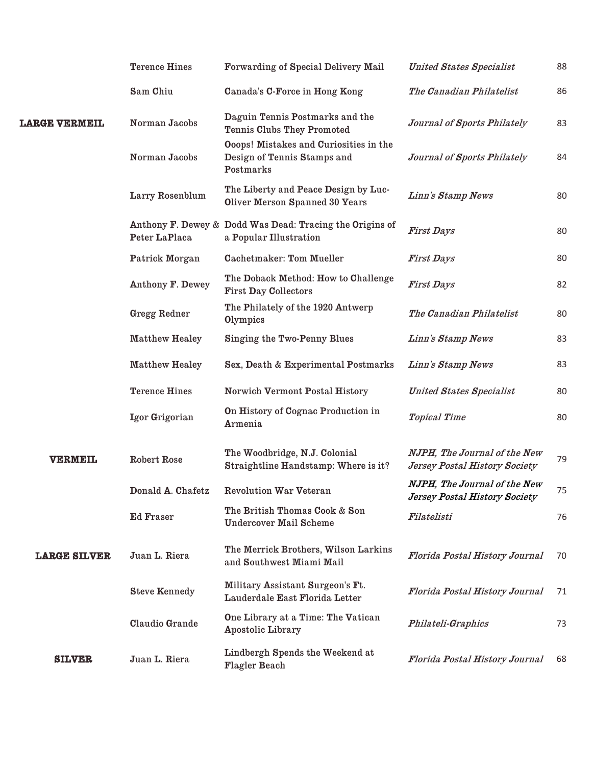| | | | | |
|---|---|---|---|---|
| | Terence Hines | Forwarding of Special Delivery Mail | *United States Specialist* | 88 |
| | Sam Chiu | Canada's C-Force in Hong Kong | *The Canadian Philatelist* | 86 |
| **LARGE VERMEIL** | Norman Jacobs | Daguin Tennis Postmarks and the Tennis Clubs They Promoted | *Journal of Sports Philately* | 83 |
| | Norman Jacobs | Ooops! Mistakes and Curiosities in the Design of Tennis Stamps and Postmarks | *Journal of Sports Philately* | 84 |
| | Larry Rosenblum | The Liberty and Peace Design by Luc-Oliver Merson Spanned 30 Years | *Linn's Stamp News* | 80 |
| | Anthony F. Dewey & Peter LaPlaca | Dodd Was Dead: Tracing the Origins of a Popular Illustration | *First Days* | 80 |
| | Patrick Morgan | Cachetmaker: Tom Mueller | *First Days* | 80 |
| | Anthony F. Dewey | The Doback Method: How to Challenge First Day Collectors | *First Days* | 82 |
| | Gregg Redner | The Philately of the 1920 Antwerp Olympics | *The Canadian Philatelist* | 80 |
| | Matthew Healey | Singing the Two-Penny Blues | *Linn's Stamp News* | 83 |
| | Matthew Healey | Sex, Death & Experimental Postmarks | *Linn's Stamp News* | 83 |
| | Terence Hines | Norwich Vermont Postal History | *United States Specialist* | 80 |
| | Igor Grigorian | On History of Cognac Production in Armenia | *Topical Time* | 80 |
| **VERMEIL** | Robert Rose | The Woodbridge, N.J. Colonial Straightline Handstamp: Where is it? | *NJPH, The Journal of the New Jersey Postal History Society* | 79 |
| | Donald A. Chafetz | Revolution War Veteran | *NJPH, The Journal of the New Jersey Postal History Society* | 75 |
| | Ed Fraser | The British Thomas Cook & Son Undercover Mail Scheme | *Filatelisti* | 76 |
| **LARGE SILVER** | Juan L. Riera | The Merrick Brothers, Wilson Larkins and Southwest Miami Mail | *Florida Postal History Journal* | 70 |
| | Steve Kennedy | Military Assistant Surgeon's Ft. Lauderdale East Florida Letter | *Florida Postal History Journal* | 71 |
| | Claudio Grande | One Library at a Time: The Vatican Apostolic Library | *Philateli-Graphics* | 73 |
| **SILVER** | Juan L. Riera | Lindbergh Spends the Weekend at Flagler Beach | *Florida Postal History Journal* | 68 |